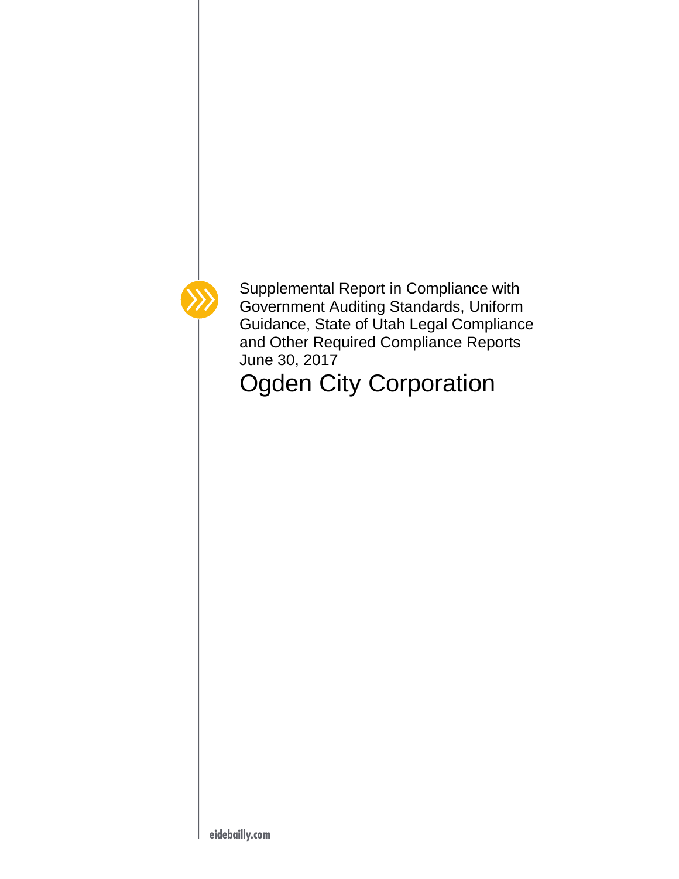Supplemental Report in Compliance with Government Auditing Standards, Uniform Guidance, State of Utah Legal Compliance and Other Required Compliance Reports

June 30, 2017

# Ogden City Corporation

eidebailly.com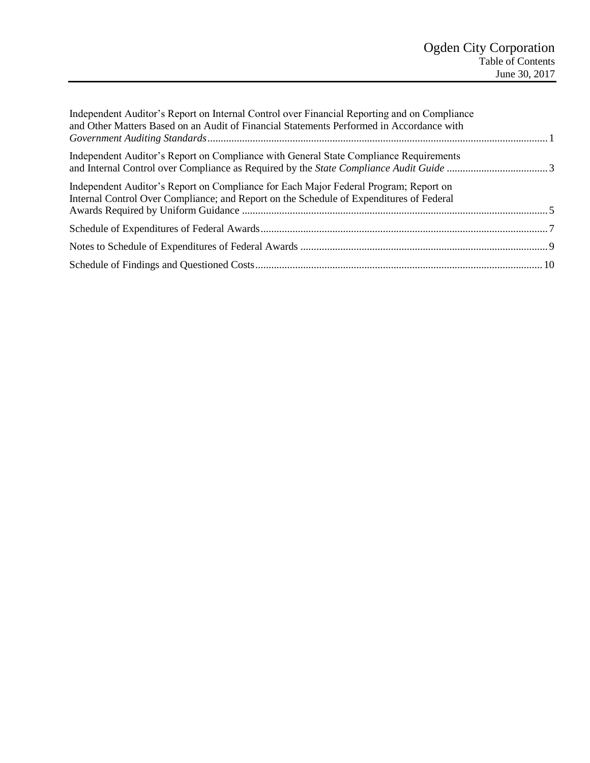# Ogden City Corporation

## Table of Contents

June 30, 2017

| | |
|---|---|
| Independent Auditor's Report on Internal Control over Financial Reporting and on Compliance and Other Matters Based on an Audit of Financial Statements Performed in Accordance with *Government Auditing Standards* | 1 |
| Independent Auditor's Report on Compliance with General State Compliance Requirements and Internal Control over Compliance as Required by the *State Compliance Audit Guide* | 3 |
| Independent Auditor's Report on Compliance for Each Major Federal Program; Report on Internal Control Over Compliance; and Report on the Schedule of Expenditures of Federal Awards Required by Uniform Guidance | 5 |
| Schedule of Expenditures of Federal Awards | 7 |
| Notes to Schedule of Expenditures of Federal Awards | 9 |
| Schedule of Findings and Questioned Costs | 10 |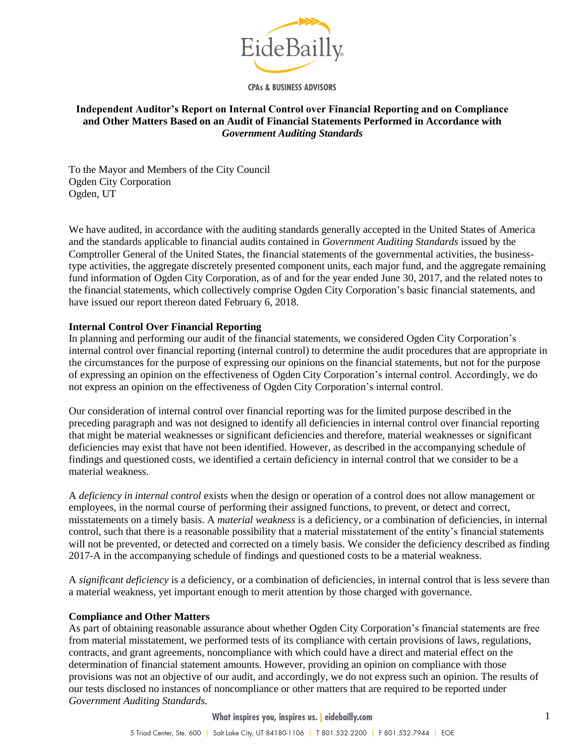# Independent Auditor's Report on Internal Control over Financial Reporting and on Compliance and Other Matters Based on an Audit of Financial Statements Performed in Accordance with *Government Auditing Standards*

To the Mayor and Members of the City Council
Ogden City Corporation
Ogden, UT

We have audited, in accordance with the auditing standards generally accepted in the United States of America and the standards applicable to financial audits contained in *Government Auditing Standards* issued by the Comptroller General of the United States, the financial statements of the governmental activities, the business-type activities, the aggregate discretely presented component units, each major fund, and the aggregate remaining fund information of Ogden City Corporation, as of and for the year ended June 30, 2017, and the related notes to the financial statements, which collectively comprise Ogden City Corporation's basic financial statements, and have issued our report thereon dated February 6, 2018.

**Internal Control Over Financial Reporting**

In planning and performing our audit of the financial statements, we considered Ogden City Corporation's internal control over financial reporting (internal control) to determine the audit procedures that are appropriate in the circumstances for the purpose of expressing our opinions on the financial statements, but not for the purpose of expressing an opinion on the effectiveness of Ogden City Corporation's internal control. Accordingly, we do not express an opinion on the effectiveness of Ogden City Corporation's internal control.

Our consideration of internal control over financial reporting was for the limited purpose described in the preceding paragraph and was not designed to identify all deficiencies in internal control over financial reporting that might be material weaknesses or significant deficiencies and therefore, material weaknesses or significant deficiencies may exist that have not been identified. However, as described in the accompanying schedule of findings and questioned costs, we identified a certain deficiency in internal control that we consider to be a material weakness.

A *deficiency in internal control* exists when the design or operation of a control does not allow management or employees, in the normal course of performing their assigned functions, to prevent, or detect and correct, misstatements on a timely basis. A *material weakness* is a deficiency, or a combination of deficiencies, in internal control, such that there is a reasonable possibility that a material misstatement of the entity's financial statements will not be prevented, or detected and corrected on a timely basis. We consider the deficiency described as finding 2017-A in the accompanying schedule of findings and questioned costs to be a material weakness.

A *significant deficiency* is a deficiency, or a combination of deficiencies, in internal control that is less severe than a material weakness, yet important enough to merit attention by those charged with governance.

**Compliance and Other Matters**

As part of obtaining reasonable assurance about whether Ogden City Corporation's financial statements are free from material misstatement, we performed tests of its compliance with certain provisions of laws, regulations, contracts, and grant agreements, noncompliance with which could have a direct and material effect on the determination of financial statement amounts. However, providing an opinion on compliance with those provisions was not an objective of our audit, and accordingly, we do not express such an opinion. The results of our tests disclosed no instances of noncompliance or other matters that are required to be reported under *Government Auditing Standards.*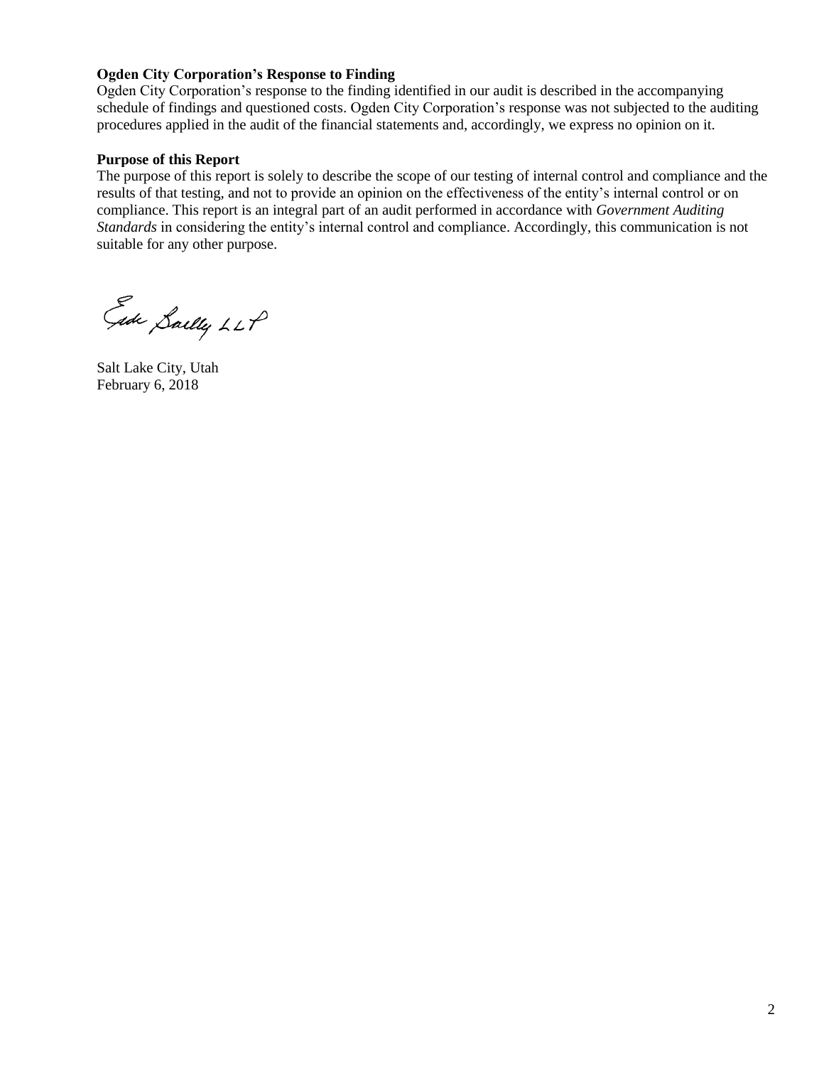**Ogden City Corporation's Response to Finding**

Ogden City Corporation's response to the finding identified in our audit is described in the accompanying schedule of findings and questioned costs. Ogden City Corporation's response was not subjected to the auditing procedures applied in the audit of the financial statements and, accordingly, we express no opinion on it.

**Purpose of this Report**

The purpose of this report is solely to describe the scope of our testing of internal control and compliance and the results of that testing, and not to provide an opinion on the effectiveness of the entity's internal control or on compliance. This report is an integral part of an audit performed in accordance with *Government Auditing Standards* in considering the entity's internal control and compliance. Accordingly, this communication is not suitable for any other purpose.

Eide Bailly LLP

Salt Lake City, Utah
February 6, 2018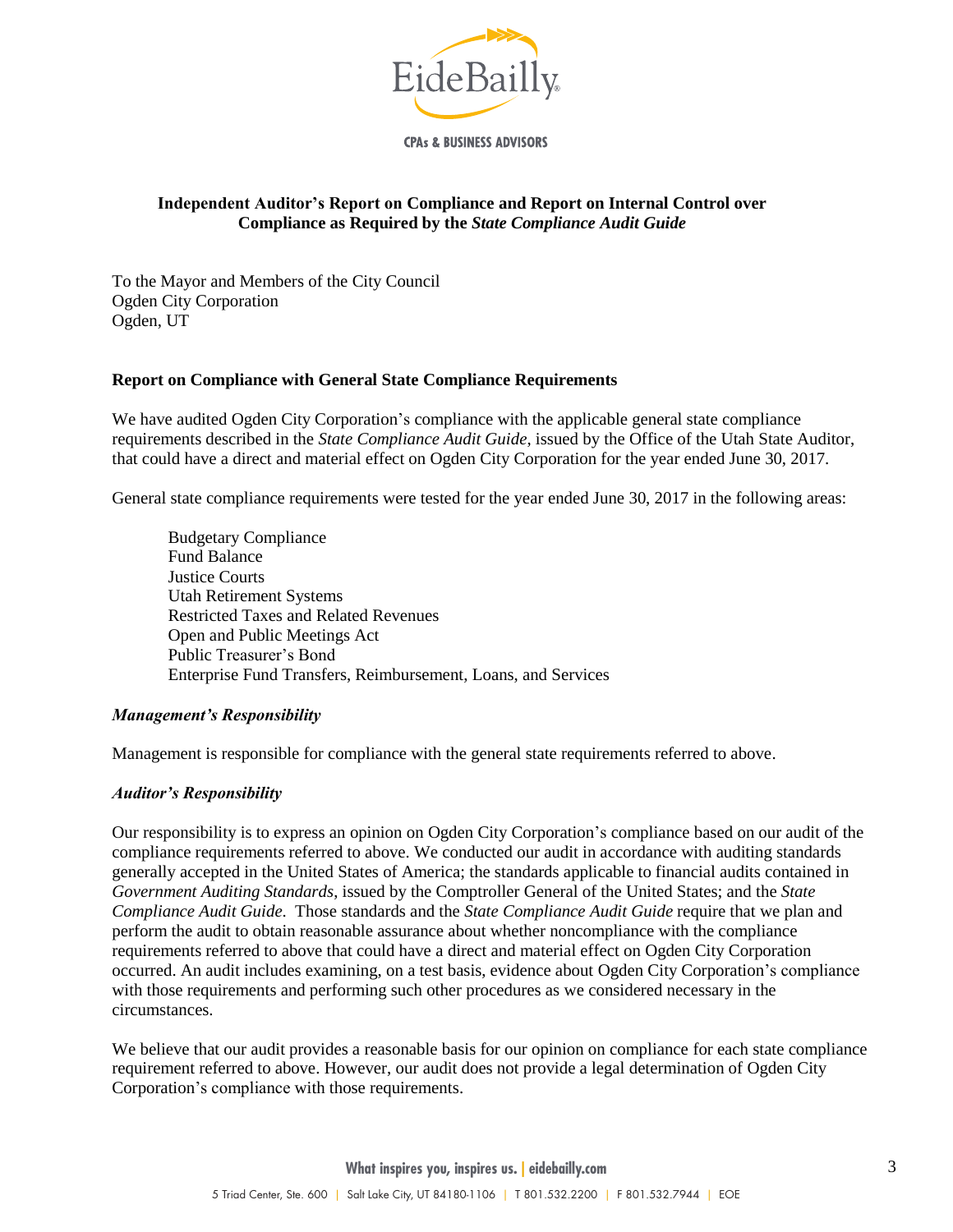# Independent Auditor's Report on Compliance and Report on Internal Control over Compliance as Required by the *State Compliance Audit Guide*

To the Mayor and Members of the City Council
Ogden City Corporation
Ogden, UT

## Report on Compliance with General State Compliance Requirements

We have audited Ogden City Corporation's compliance with the applicable general state compliance requirements described in the *State Compliance Audit Guide*, issued by the Office of the Utah State Auditor, that could have a direct and material effect on Ogden City Corporation for the year ended June 30, 2017.

General state compliance requirements were tested for the year ended June 30, 2017 in the following areas:

- Budgetary Compliance
- Fund Balance
- Justice Courts
- Utah Retirement Systems
- Restricted Taxes and Related Revenues
- Open and Public Meetings Act
- Public Treasurer's Bond
- Enterprise Fund Transfers, Reimbursement, Loans, and Services

### *Management's Responsibility*

Management is responsible for compliance with the general state requirements referred to above.

### *Auditor's Responsibility*

Our responsibility is to express an opinion on Ogden City Corporation's compliance based on our audit of the compliance requirements referred to above. We conducted our audit in accordance with auditing standards generally accepted in the United States of America; the standards applicable to financial audits contained in *Government Auditing Standards*, issued by the Comptroller General of the United States; and the *State Compliance Audit Guide*. Those standards and the *State Compliance Audit Guide* require that we plan and perform the audit to obtain reasonable assurance about whether noncompliance with the compliance requirements referred to above that could have a direct and material effect on Ogden City Corporation occurred. An audit includes examining, on a test basis, evidence about Ogden City Corporation's compliance with those requirements and performing such other procedures as we considered necessary in the circumstances.

We believe that our audit provides a reasonable basis for our opinion on compliance for each state compliance requirement referred to above. However, our audit does not provide a legal determination of Ogden City Corporation's compliance with those requirements.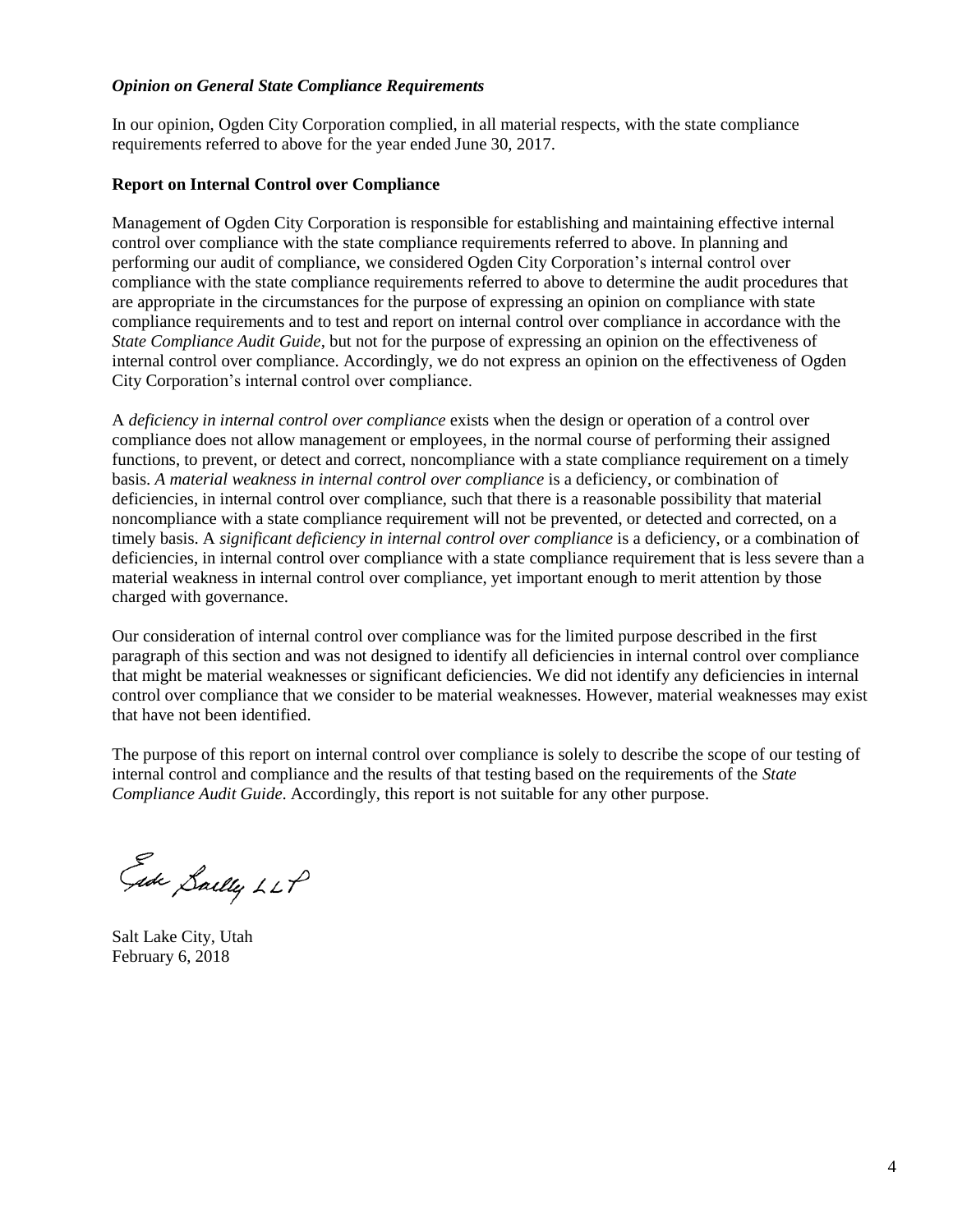***Opinion on General State Compliance Requirements***

In our opinion, Ogden City Corporation complied, in all material respects, with the state compliance requirements referred to above for the year ended June 30, 2017.

**Report on Internal Control over Compliance**

Management of Ogden City Corporation is responsible for establishing and maintaining effective internal control over compliance with the state compliance requirements referred to above. In planning and performing our audit of compliance, we considered Ogden City Corporation's internal control over compliance with the state compliance requirements referred to above to determine the audit procedures that are appropriate in the circumstances for the purpose of expressing an opinion on compliance with state compliance requirements and to test and report on internal control over compliance in accordance with the *State Compliance Audit Guide*, but not for the purpose of expressing an opinion on the effectiveness of internal control over compliance. Accordingly, we do not express an opinion on the effectiveness of Ogden City Corporation's internal control over compliance.

A *deficiency in internal control over compliance* exists when the design or operation of a control over compliance does not allow management or employees, in the normal course of performing their assigned functions, to prevent, or detect and correct, noncompliance with a state compliance requirement on a timely basis. *A material weakness in internal control over compliance* is a deficiency, or combination of deficiencies, in internal control over compliance, such that there is a reasonable possibility that material noncompliance with a state compliance requirement will not be prevented, or detected and corrected, on a timely basis. A *significant deficiency in internal control over compliance* is a deficiency, or a combination of deficiencies, in internal control over compliance with a state compliance requirement that is less severe than a material weakness in internal control over compliance, yet important enough to merit attention by those charged with governance.

Our consideration of internal control over compliance was for the limited purpose described in the first paragraph of this section and was not designed to identify all deficiencies in internal control over compliance that might be material weaknesses or significant deficiencies. We did not identify any deficiencies in internal control over compliance that we consider to be material weaknesses. However, material weaknesses may exist that have not been identified.

The purpose of this report on internal control over compliance is solely to describe the scope of our testing of internal control and compliance and the results of that testing based on the requirements of the *State Compliance Audit Guide*. Accordingly, this report is not suitable for any other purpose.

Eide Bailly LLP

Salt Lake City, Utah
February 6, 2018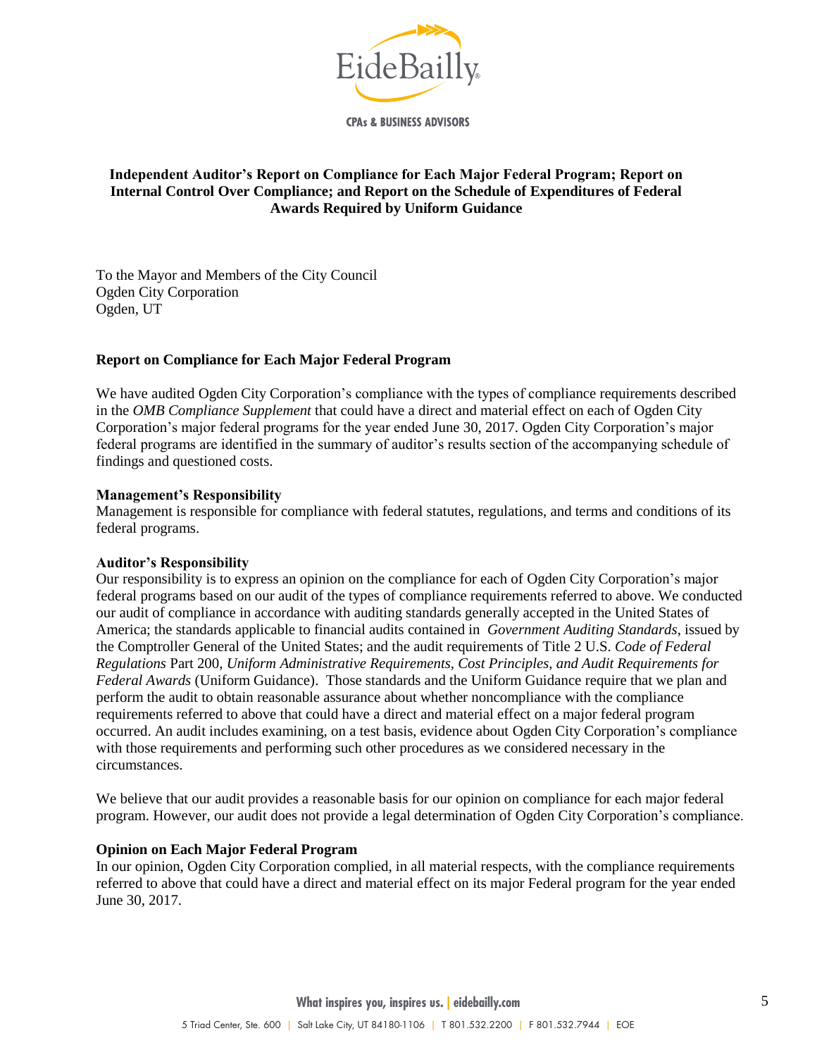# Independent Auditor's Report on Compliance for Each Major Federal Program; Report on Internal Control Over Compliance; and Report on the Schedule of Expenditures of Federal Awards Required by Uniform Guidance

To the Mayor and Members of the City Council
Ogden City Corporation
Ogden, UT

## Report on Compliance for Each Major Federal Program

We have audited Ogden City Corporation's compliance with the types of compliance requirements described in the *OMB Compliance Supplement* that could have a direct and material effect on each of Ogden City Corporation's major federal programs for the year ended June 30, 2017. Ogden City Corporation's major federal programs are identified in the summary of auditor's results section of the accompanying schedule of findings and questioned costs.

### Management's Responsibility

Management is responsible for compliance with federal statutes, regulations, and terms and conditions of its federal programs.

### Auditor's Responsibility

Our responsibility is to express an opinion on the compliance for each of Ogden City Corporation's major federal programs based on our audit of the types of compliance requirements referred to above. We conducted our audit of compliance in accordance with auditing standards generally accepted in the United States of America; the standards applicable to financial audits contained in *Government Auditing Standards*, issued by the Comptroller General of the United States; and the audit requirements of Title 2 U.S. *Code of Federal Regulations* Part 200, *Uniform Administrative Requirements, Cost Principles, and Audit Requirements for Federal Awards* (Uniform Guidance). Those standards and the Uniform Guidance require that we plan and perform the audit to obtain reasonable assurance about whether noncompliance with the compliance requirements referred to above that could have a direct and material effect on a major federal program occurred. An audit includes examining, on a test basis, evidence about Ogden City Corporation's compliance with those requirements and performing such other procedures as we considered necessary in the circumstances.

We believe that our audit provides a reasonable basis for our opinion on compliance for each major federal program. However, our audit does not provide a legal determination of Ogden City Corporation's compliance.

### Opinion on Each Major Federal Program

In our opinion, Ogden City Corporation complied, in all material respects, with the compliance requirements referred to above that could have a direct and material effect on its major Federal program for the year ended June 30, 2017.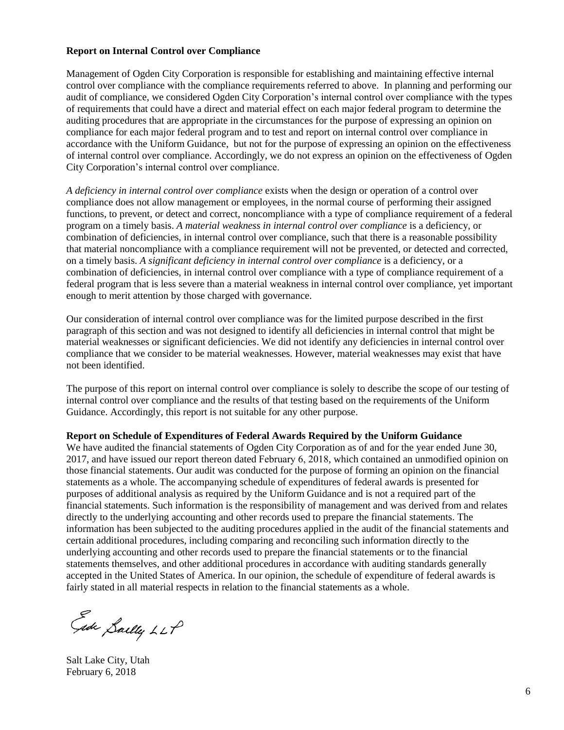**Report on Internal Control over Compliance**

Management of Ogden City Corporation is responsible for establishing and maintaining effective internal control over compliance with the compliance requirements referred to above. In planning and performing our audit of compliance, we considered Ogden City Corporation's internal control over compliance with the types of requirements that could have a direct and material effect on each major federal program to determine the auditing procedures that are appropriate in the circumstances for the purpose of expressing an opinion on compliance for each major federal program and to test and report on internal control over compliance in accordance with the Uniform Guidance, but not for the purpose of expressing an opinion on the effectiveness of internal control over compliance. Accordingly, we do not express an opinion on the effectiveness of Ogden City Corporation's internal control over compliance.

*A deficiency in internal control over compliance* exists when the design or operation of a control over compliance does not allow management or employees, in the normal course of performing their assigned functions, to prevent, or detect and correct, noncompliance with a type of compliance requirement of a federal program on a timely basis. *A material weakness in internal control over compliance* is a deficiency, or combination of deficiencies, in internal control over compliance, such that there is a reasonable possibility that material noncompliance with a compliance requirement will not be prevented, or detected and corrected, on a timely basis. *A significant deficiency in internal control over compliance* is a deficiency, or a combination of deficiencies, in internal control over compliance with a type of compliance requirement of a federal program that is less severe than a material weakness in internal control over compliance, yet important enough to merit attention by those charged with governance.

Our consideration of internal control over compliance was for the limited purpose described in the first paragraph of this section and was not designed to identify all deficiencies in internal control that might be material weaknesses or significant deficiencies. We did not identify any deficiencies in internal control over compliance that we consider to be material weaknesses. However, material weaknesses may exist that have not been identified.

The purpose of this report on internal control over compliance is solely to describe the scope of our testing of internal control over compliance and the results of that testing based on the requirements of the Uniform Guidance. Accordingly, this report is not suitable for any other purpose.

**Report on Schedule of Expenditures of Federal Awards Required by the Uniform Guidance**

We have audited the financial statements of Ogden City Corporation as of and for the year ended June 30, 2017, and have issued our report thereon dated February 6, 2018, which contained an unmodified opinion on those financial statements. Our audit was conducted for the purpose of forming an opinion on the financial statements as a whole. The accompanying schedule of expenditures of federal awards is presented for purposes of additional analysis as required by the Uniform Guidance and is not a required part of the financial statements. Such information is the responsibility of management and was derived from and relates directly to the underlying accounting and other records used to prepare the financial statements. The information has been subjected to the auditing procedures applied in the audit of the financial statements and certain additional procedures, including comparing and reconciling such information directly to the underlying accounting and other records used to prepare the financial statements or to the financial statements themselves, and other additional procedures in accordance with auditing standards generally accepted in the United States of America. In our opinion, the schedule of expenditure of federal awards is fairly stated in all material respects in relation to the financial statements as a whole.

Eide Bailly LLP

Salt Lake City, Utah
February 6, 2018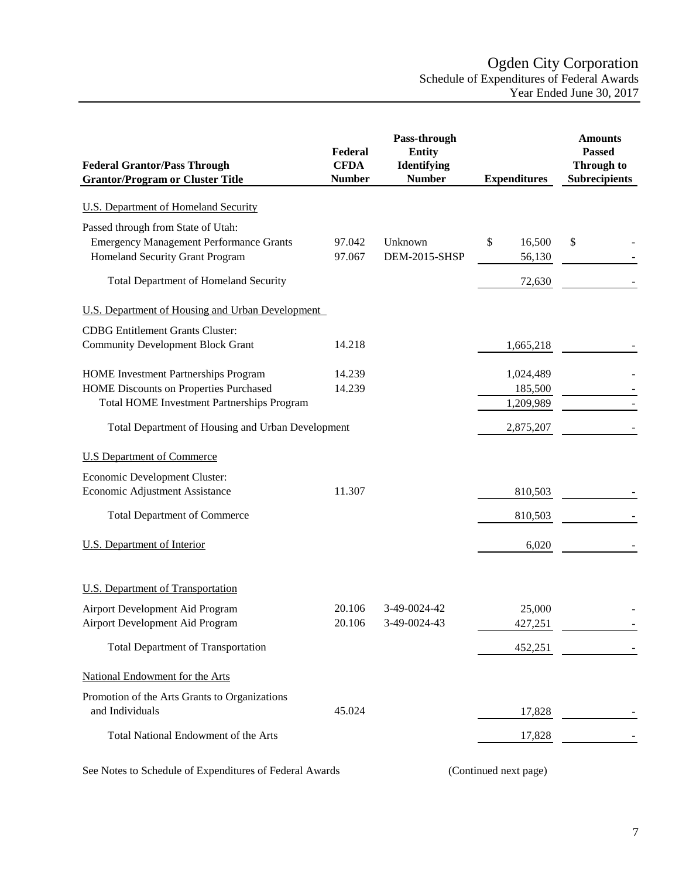# Ogden City Corporation
## Schedule of Expenditures of Federal Awards
### Year Ended June 30, 2017

| Federal Grantor/Pass Through Grantor/Program or Cluster Title | Federal CFDA Number | Pass-through Entity Identifying Number | Expenditures | Amounts Passed Through to Subrecipients |
|---|---|---|---|---|
| U.S. Department of Homeland Security | | | | |
| Passed through from State of Utah: | | | | |
| Emergency Management Performance Grants | 97.042 | Unknown | $ 16,500 | $ - |
| Homeland Security Grant Program | 97.067 | DEM-2015-SHSP | 56,130 | - |
| Total Department of Homeland Security | | | 72,630 | - |
| U.S. Department of Housing and Urban Development | | | | |
| CDBG Entitlement Grants Cluster: | | | | |
| Community Development Block Grant | 14.218 | | 1,665,218 | - |
| HOME Investment Partnerships Program | 14.239 | | 1,024,489 | - |
| HOME Discounts on Properties Purchased | 14.239 | | 185,500 | - |
| Total HOME Investment Partnerships Program | | | 1,209,989 | - |
| Total Department of Housing and Urban Development | | | 2,875,207 | - |
| U.S Department of Commerce | | | | |
| Economic Development Cluster: | | | | |
| Economic Adjustment Assistance | 11.307 | | 810,503 | - |
| Total Department of Commerce | | | 810,503 | - |
| U.S. Department of Interior | | | 6,020 | - |
| U.S. Department of Transportation | | | | |
| Airport Development Aid Program | 20.106 | 3-49-0024-42 | 25,000 | - |
| Airport Development Aid Program | 20.106 | 3-49-0024-43 | 427,251 | - |
| Total Department of Transportation | | | 452,251 | - |
| National Endowment for the Arts | | | | |
| Promotion of the Arts Grants to Organizations and Individuals | 45.024 | | 17,828 | - |
| Total National Endowment of the Arts | | | 17,828 | - |

See Notes to Schedule of Expenditures of Federal Awards (Continued next page)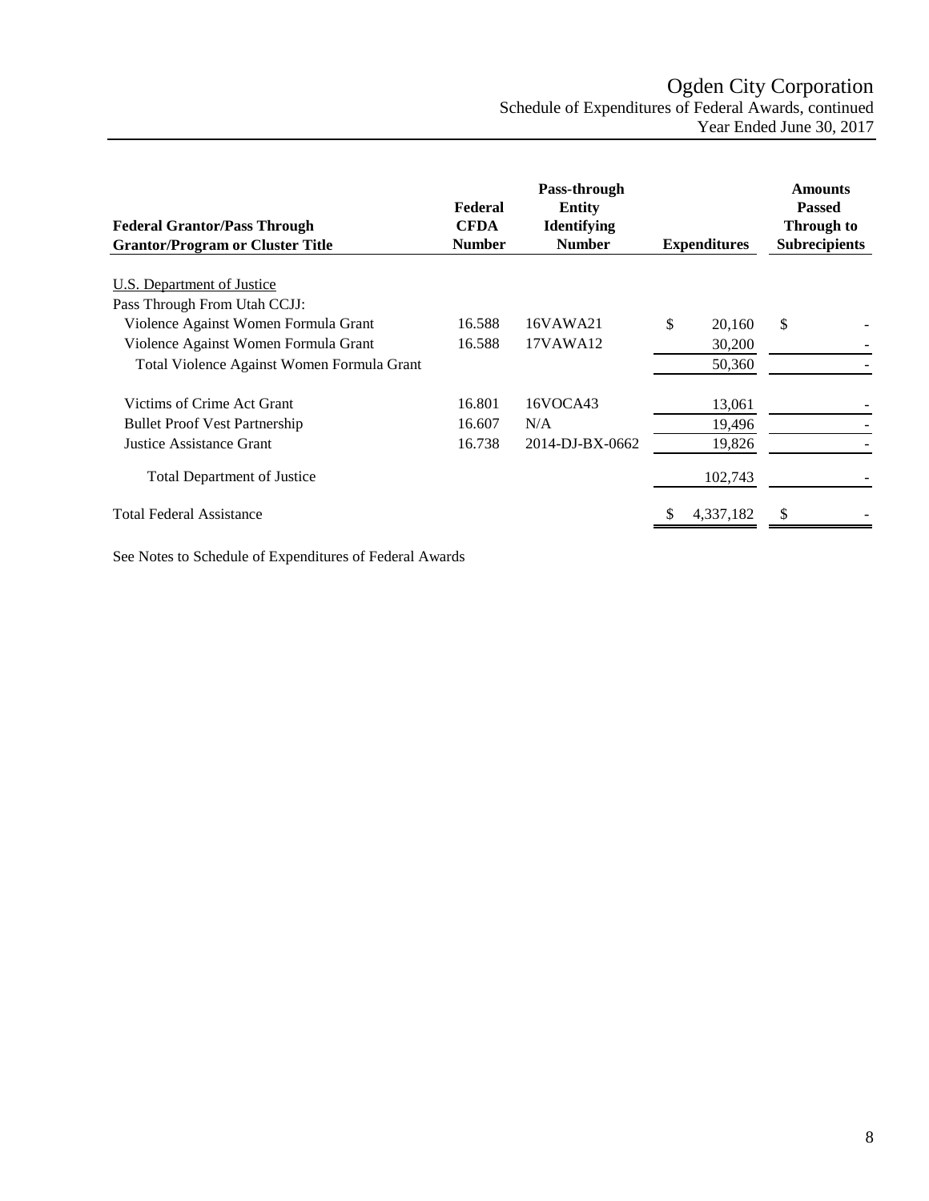# Ogden City Corporation

Schedule of Expenditures of Federal Awards, continued

Year Ended June 30, 2017

| Federal Grantor/Pass Through Grantor/Program or Cluster Title | Federal CFDA Number | Pass-through Entity Identifying Number | Expenditures | Amounts Passed Through to Subrecipients |
|---|---|---|---|---|
| U.S. Department of Justice | | | | |
| Pass Through From Utah CCJJ: | | | | |
| Violence Against Women Formula Grant | 16.588 | 16VAWA21 | $ 20,160 | $ - |
| Violence Against Women Formula Grant | 16.588 | 17VAWA12 | 30,200 | - |
| Total Violence Against Women Formula Grant | | | 50,360 | - |
| Victims of Crime Act Grant | 16.801 | 16VOCA43 | 13,061 | - |
| Bullet Proof Vest Partnership | 16.607 | N/A | 19,496 | - |
| Justice Assistance Grant | 16.738 | 2014-DJ-BX-0662 | 19,826 | - |
| Total Department of Justice | | | 102,743 | - |
| Total Federal Assistance | | | $ 4,337,182 | $ - |

See Notes to Schedule of Expenditures of Federal Awards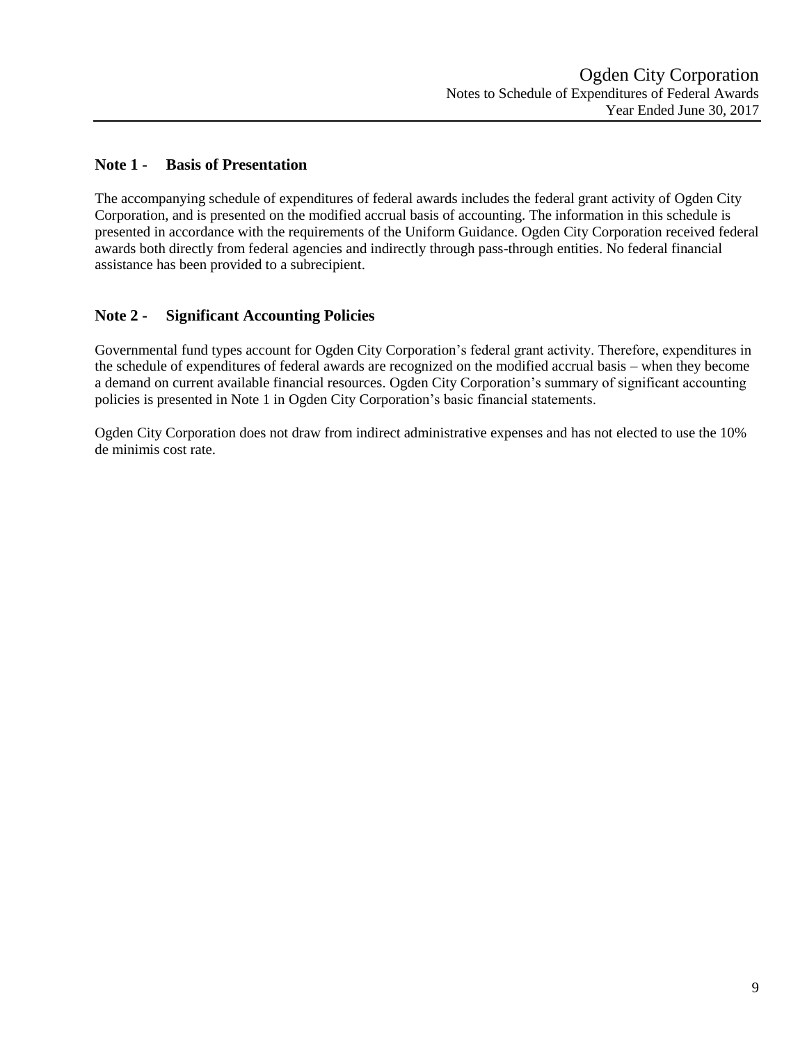## Note 1 - Basis of Presentation

The accompanying schedule of expenditures of federal awards includes the federal grant activity of Ogden City Corporation, and is presented on the modified accrual basis of accounting. The information in this schedule is presented in accordance with the requirements of the Uniform Guidance. Ogden City Corporation received federal awards both directly from federal agencies and indirectly through pass-through entities. No federal financial assistance has been provided to a subrecipient.

## Note 2 - Significant Accounting Policies

Governmental fund types account for Ogden City Corporation's federal grant activity. Therefore, expenditures in the schedule of expenditures of federal awards are recognized on the modified accrual basis – when they become a demand on current available financial resources. Ogden City Corporation's summary of significant accounting policies is presented in Note 1 in Ogden City Corporation's basic financial statements.

Ogden City Corporation does not draw from indirect administrative expenses and has not elected to use the 10% de minimis cost rate.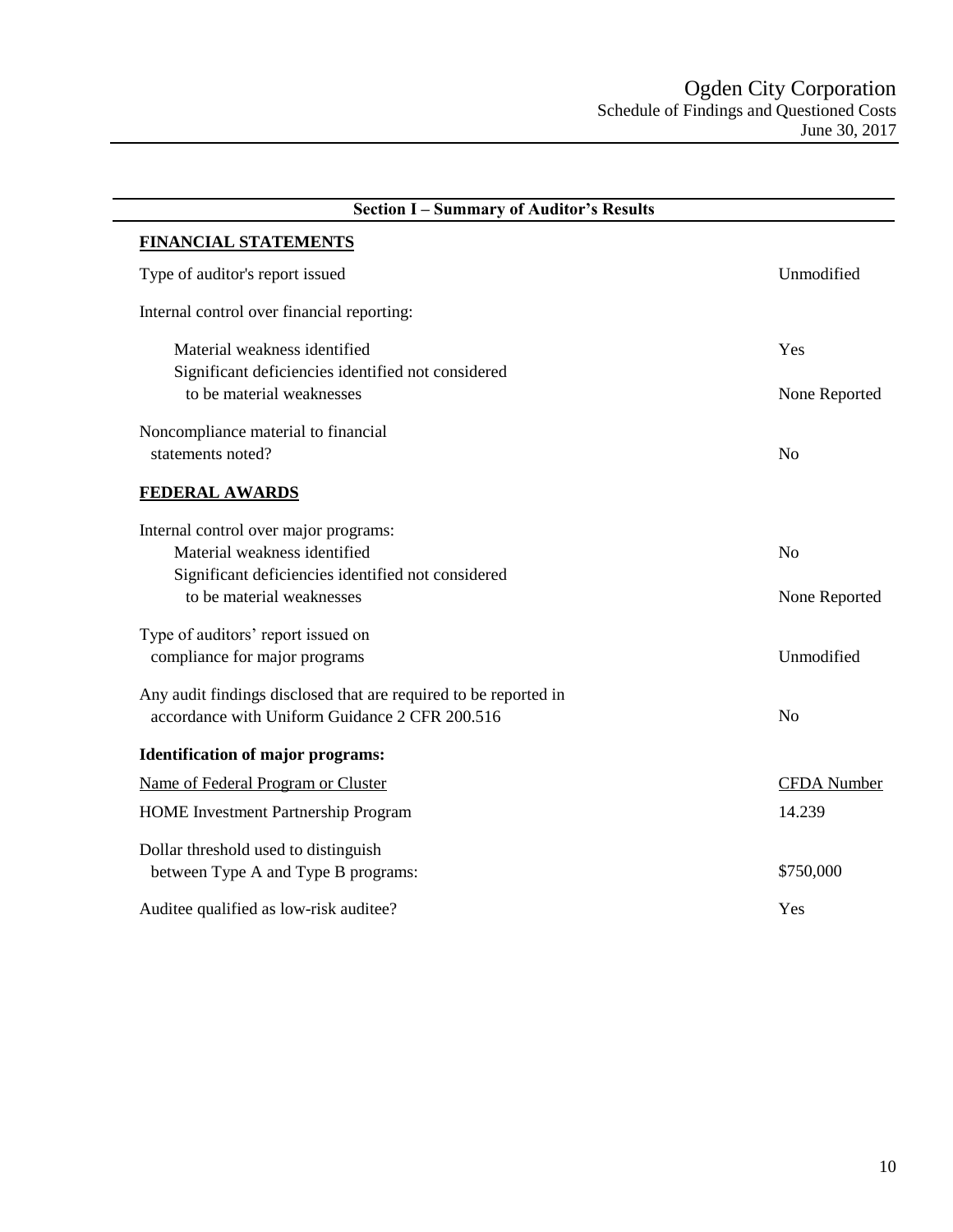Ogden City Corporation
Schedule of Findings and Questioned Costs
June 30, 2017

## Section I – Summary of Auditor's Results

### FINANCIAL STATEMENTS

| | |
|---|---|
| Type of auditor's report issued | Unmodified |
| Internal control over financial reporting: | |
| Material weakness identified | Yes |
| Significant deficiencies identified not considered to be material weaknesses | None Reported |
| Noncompliance material to financial statements noted? | No |

### FEDERAL AWARDS

| | |
|---|---|
| Internal control over major programs: | |
| Material weakness identified | No |
| Significant deficiencies identified not considered to be material weaknesses | None Reported |
| Type of auditors' report issued on compliance for major programs | Unmodified |
| Any audit findings disclosed that are required to be reported in accordance with Uniform Guidance 2 CFR 200.516 | No |

**Identification of major programs:**

| Name of Federal Program or Cluster | CFDA Number |
|---|---|
| HOME Investment Partnership Program | 14.239 |

| | |
|---|---|
| Dollar threshold used to distinguish between Type A and Type B programs: | $750,000 |
| Auditee qualified as low-risk auditee? | Yes |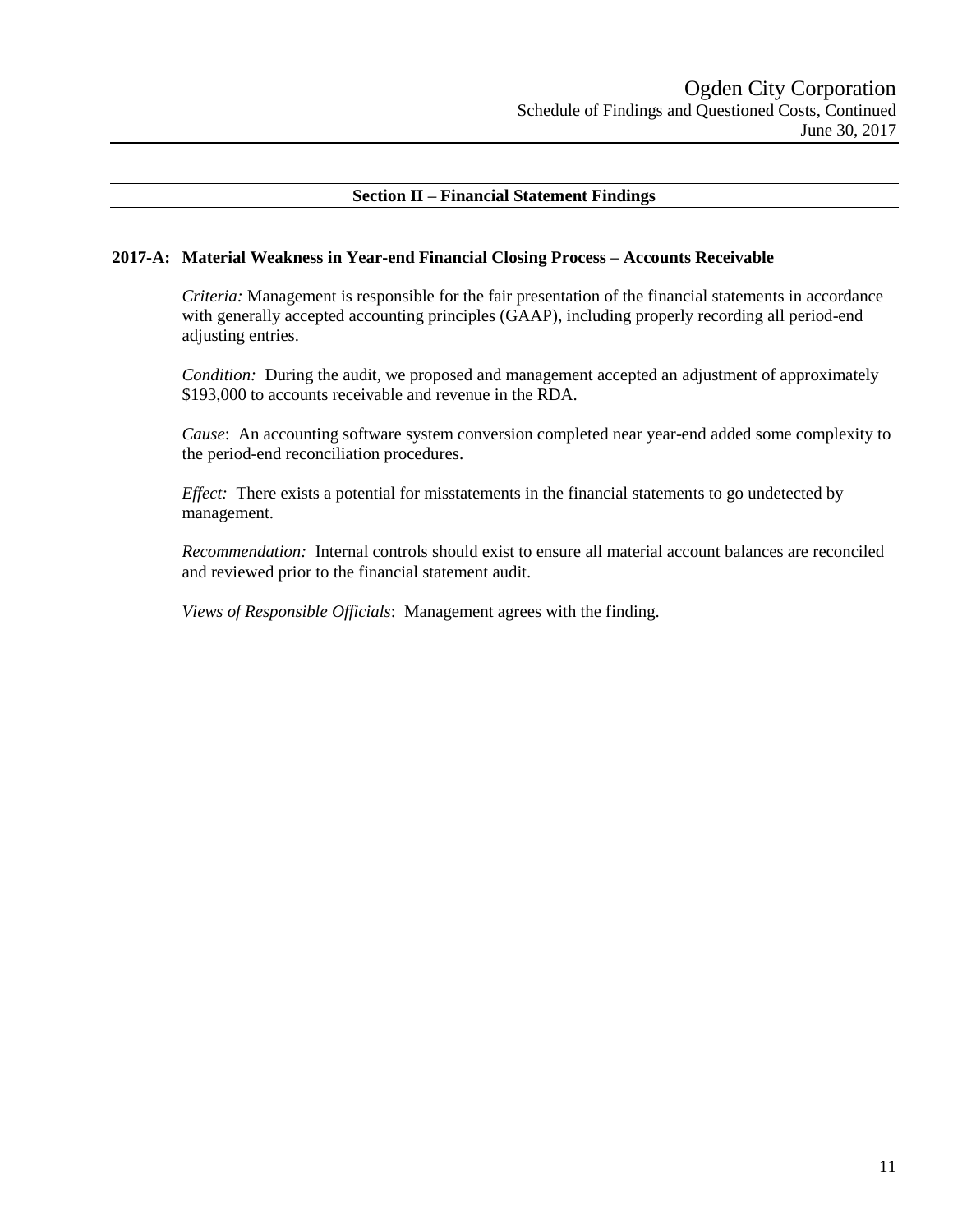## Section II – Financial Statement Findings

### 2017-A: Material Weakness in Year-end Financial Closing Process – Accounts Receivable

*Criteria:* Management is responsible for the fair presentation of the financial statements in accordance with generally accepted accounting principles (GAAP), including properly recording all period-end adjusting entries.

*Condition:* During the audit, we proposed and management accepted an adjustment of approximately $193,000 to accounts receivable and revenue in the RDA.

*Cause*: An accounting software system conversion completed near year-end added some complexity to the period-end reconciliation procedures.

*Effect:* There exists a potential for misstatements in the financial statements to go undetected by management.

*Recommendation:* Internal controls should exist to ensure all material account balances are reconciled and reviewed prior to the financial statement audit.

*Views of Responsible Officials*: Management agrees with the finding.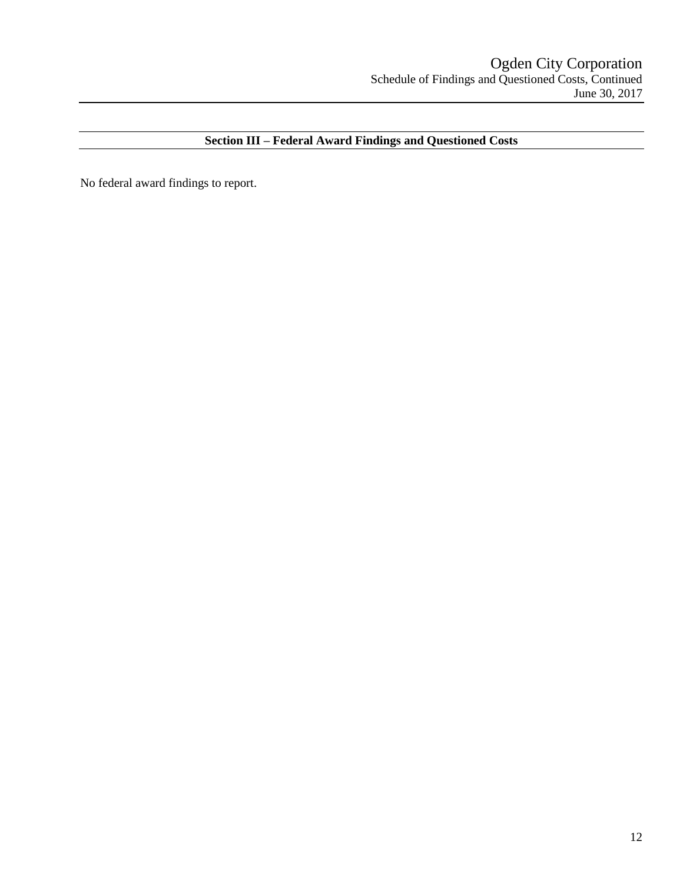## Section III – Federal Award Findings and Questioned Costs

No federal award findings to report.